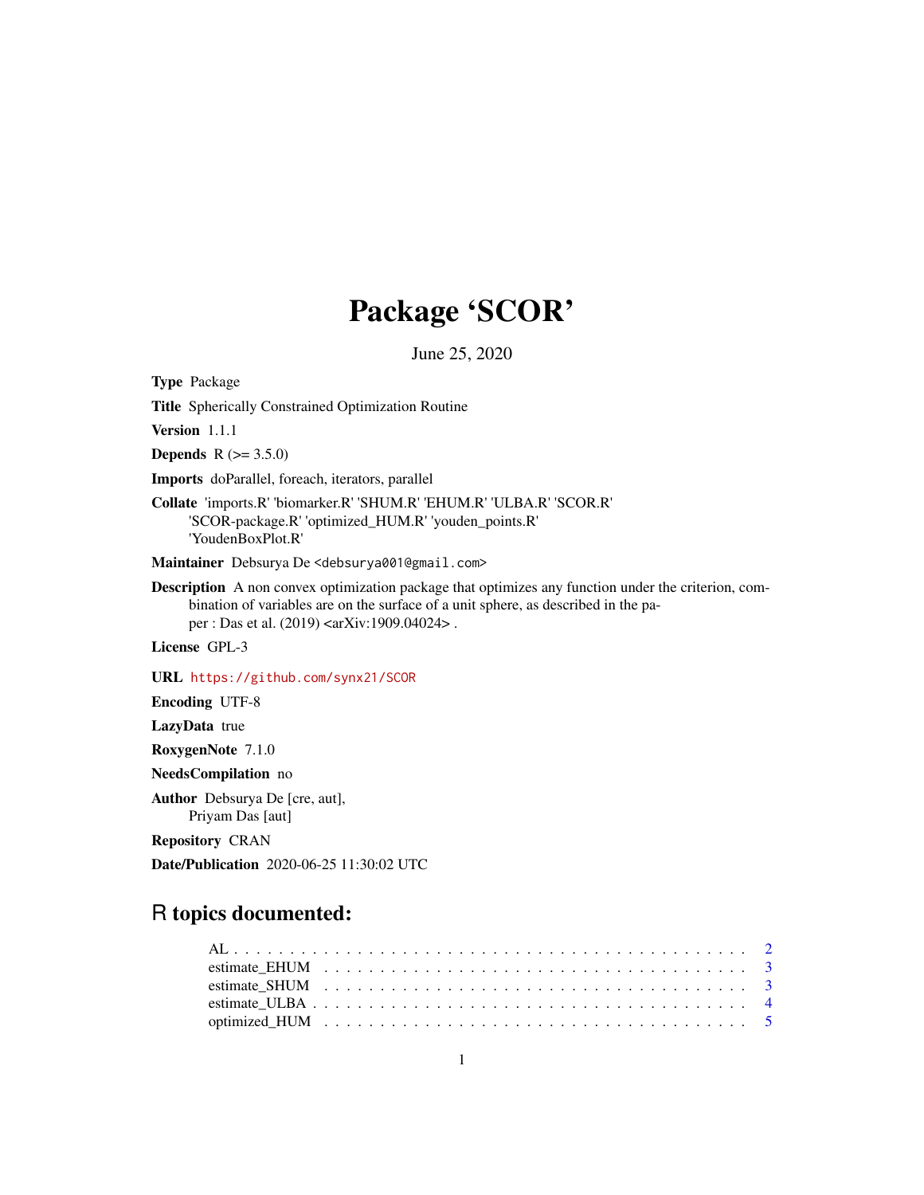# Package 'SCOR'

June 25, 2020

**Type** Package

**Title** Spherically Constrained Optimization Routine

**Version** 1.1.1

**Depends** R (>= 3.5.0)

**Imports** doParallel, foreach, iterators, parallel

**Collate** 'imports.R' 'biomarker.R' 'SHUM.R' 'EHUM.R' 'ULBA.R' 'SCOR.R' 'SCOR-package.R' 'optimized_HUM.R' 'youden_points.R' 'YoudenBoxPlot.R'

**Maintainer** Debsurya De <debsurya001@gmail.com>

**Description** A non convex optimization package that optimizes any function under the criterion, combination of variables are on the surface of a unit sphere, as described in the paper : Das et al. (2019) <arXiv:1909.04024> .

**License** GPL-3

**URL** https://github.com/synx21/SCOR

**Encoding** UTF-8

**LazyData** true

**RoxygenNote** 7.1.0

**NeedsCompilation** no

**Author** Debsurya De [cre, aut], Priyam Das [aut]

**Repository** CRAN

**Date/Publication** 2020-06-25 11:30:02 UTC

## R topics documented:

- AL . . . . . . . . . . . . . . . . . . . . . . . . . . . . . . . . . . . . . . . . . . 2
- estimate_EHUM . . . . . . . . . . . . . . . . . . . . . . . . . . . . . . . . . . . 3
- estimate_SHUM . . . . . . . . . . . . . . . . . . . . . . . . . . . . . . . . . . . 3
- estimate_ULBA . . . . . . . . . . . . . . . . . . . . . . . . . . . . . . . . . . . 4
- optimized_HUM . . . . . . . . . . . . . . . . . . . . . . . . . . . . . . . . . . . 5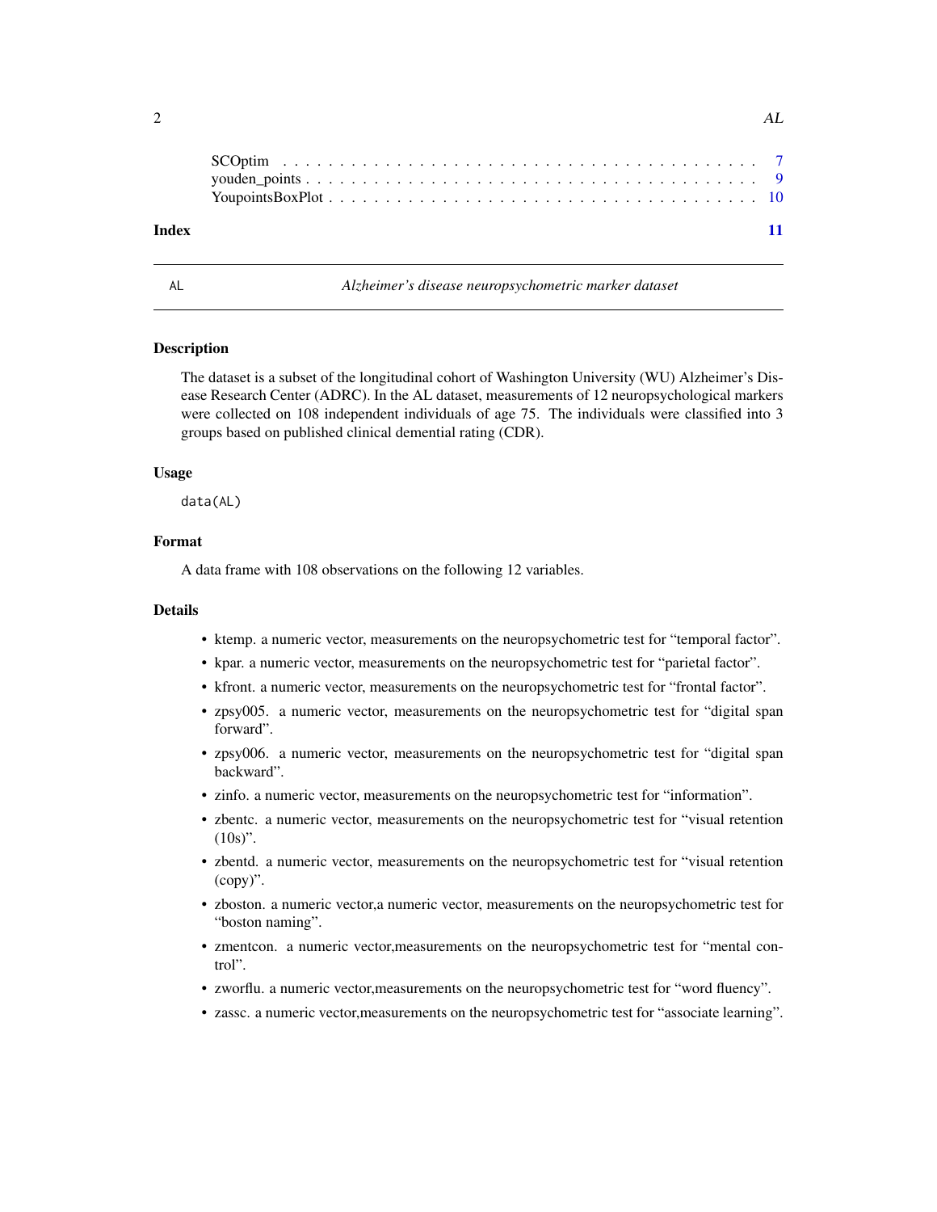SCOptim . . . . . . . . . . . . . . . . . . . . . . . . . . . . . . . . . . . . . . . . 7
youden_points . . . . . . . . . . . . . . . . . . . . . . . . . . . . . . . . . . . . . 9
YoupointsBoxPlot . . . . . . . . . . . . . . . . . . . . . . . . . . . . . . . . . . . 10

**Index** **11**

---

AL *Alzheimer's disease neuropsychometric marker dataset*

---

## Description

The dataset is a subset of the longitudinal cohort of Washington University (WU) Alzheimer's Disease Research Center (ADRC). In the AL dataset, measurements of 12 neuropsychological markers were collected on 108 independent individuals of age 75. The individuals were classified into 3 groups based on published clinical demential rating (CDR).

## Usage

```
data(AL)
```

## Format

A data frame with 108 observations on the following 12 variables.

## Details

- ktemp. a numeric vector, measurements on the neuropsychometric test for "temporal factor".
- kpar. a numeric vector, measurements on the neuropsychometric test for "parietal factor".
- kfront. a numeric vector, measurements on the neuropsychometric test for "frontal factor".
- zpsy005. a numeric vector, measurements on the neuropsychometric test for "digital span forward".
- zpsy006. a numeric vector, measurements on the neuropsychometric test for "digital span backward".
- zinfo. a numeric vector, measurements on the neuropsychometric test for "information".
- zbentc. a numeric vector, measurements on the neuropsychometric test for "visual retention (10s)".
- zbentd. a numeric vector, measurements on the neuropsychometric test for "visual retention (copy)".
- zboston. a numeric vector,a numeric vector, measurements on the neuropsychometric test for "boston naming".
- zmentcon. a numeric vector,measurements on the neuropsychometric test for "mental control".
- zworflu. a numeric vector,measurements on the neuropsychometric test for "word fluency".
- zassc. a numeric vector,measurements on the neuropsychometric test for "associate learning".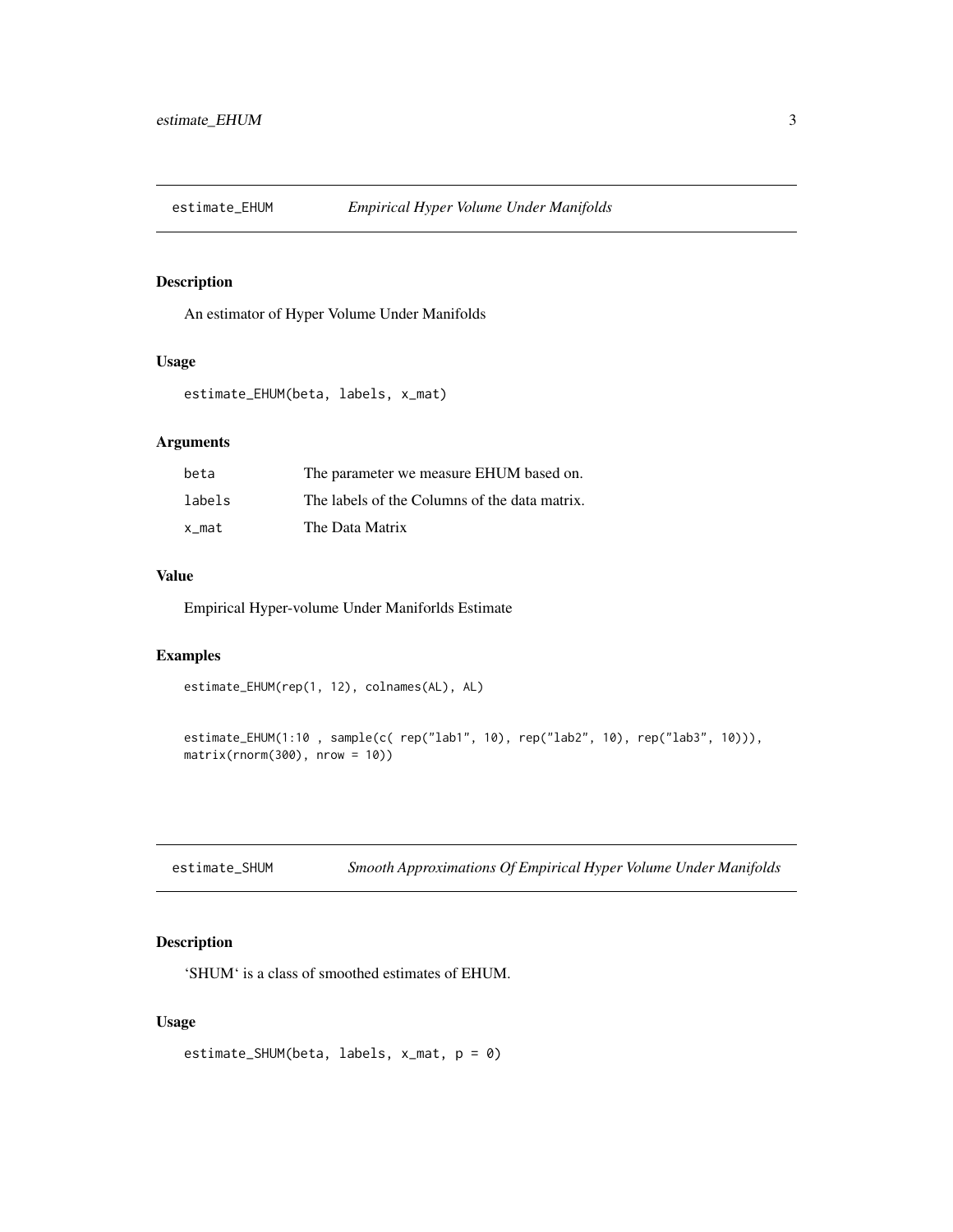## estimate_EHUM — *Empirical Hyper Volume Under Manifolds*

### Description

An estimator of Hyper Volume Under Manifolds

### Usage

```
estimate_EHUM(beta, labels, x_mat)
```

### Arguments

| | |
|---|---|
| beta | The parameter we measure EHUM based on. |
| labels | The labels of the Columns of the data matrix. |
| x_mat | The Data Matrix |

### Value

Empirical Hyper-volume Under Maniforlds Estimate

### Examples

```
estimate_EHUM(rep(1, 12), colnames(AL), AL)


estimate_EHUM(1:10 , sample(c( rep("lab1", 10), rep("lab2", 10), rep("lab3", 10))),
matrix(rnorm(300), nrow = 10))
```

## estimate_SHUM — *Smooth Approximations Of Empirical Hyper Volume Under Manifolds*

### Description

'SHUM' is a class of smoothed estimates of EHUM.

### Usage

```
estimate_SHUM(beta, labels, x_mat, p = 0)
```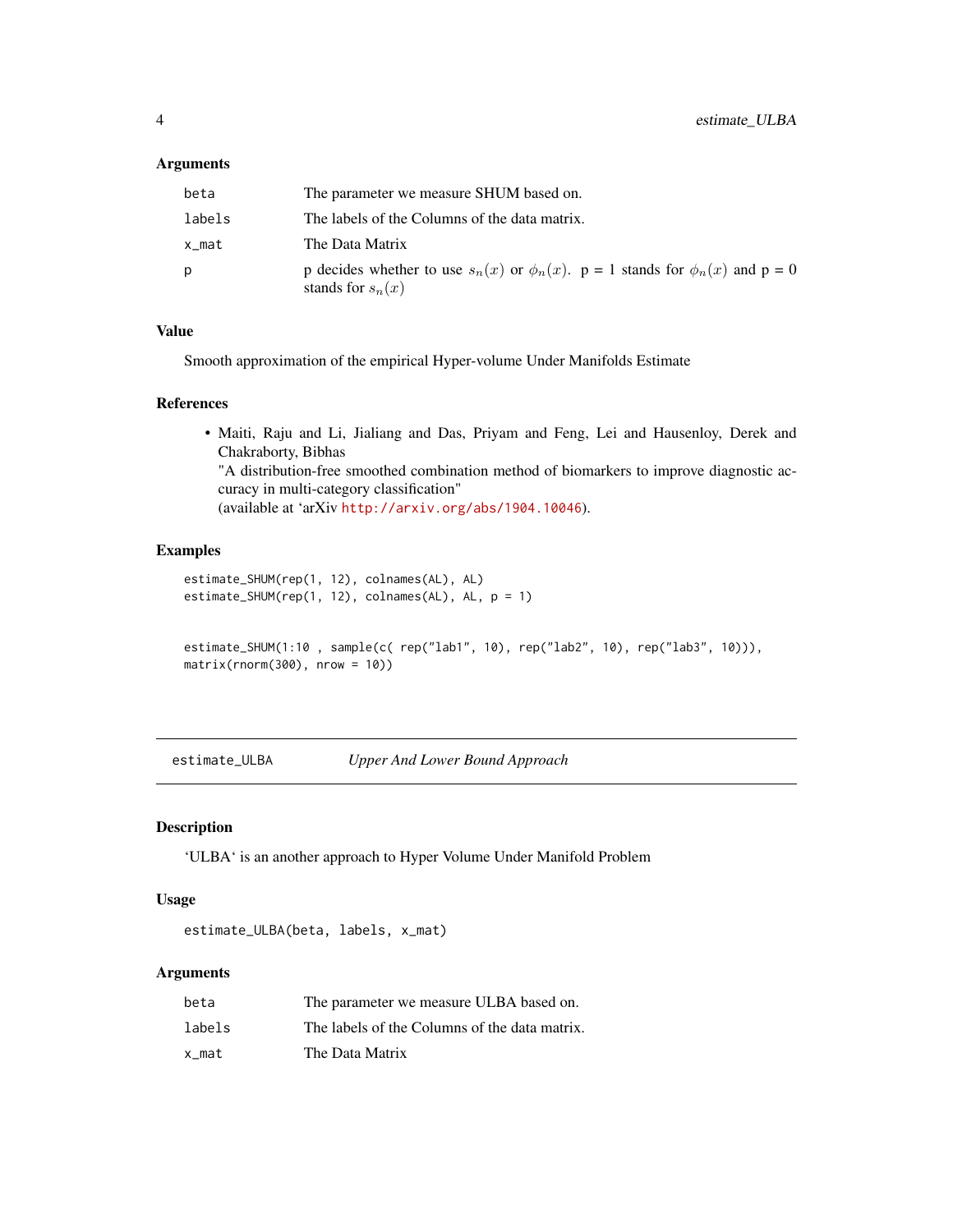### Arguments

| | |
|---|---|
| beta | The parameter we measure SHUM based on. |
| labels | The labels of the Columns of the data matrix. |
| x_mat | The Data Matrix |
| p | p decides whether to use $s_n(x)$ or $\phi_n(x)$. p = 1 stands for $\phi_n(x)$ and p = 0 stands for $s_n(x)$ |

### Value

Smooth approximation of the empirical Hyper-volume Under Manifolds Estimate

### References

- Maiti, Raju and Li, Jialiang and Das, Priyam and Feng, Lei and Hausenloy, Derek and Chakraborty, Bibhas
  "A distribution-free smoothed combination method of biomarkers to improve diagnostic accuracy in multi-category classification"
  (available at 'arXiv http://arxiv.org/abs/1904.10046).

### Examples

```
estimate_SHUM(rep(1, 12), colnames(AL), AL)
estimate_SHUM(rep(1, 12), colnames(AL), AL, p = 1)


estimate_SHUM(1:10 , sample(c( rep("lab1", 10), rep("lab2", 10), rep("lab3", 10))),
matrix(rnorm(300), nrow = 10))
```

---

## estimate_ULBA *Upper And Lower Bound Approach*

### Description

'ULBA' is an another approach to Hyper Volume Under Manifold Problem

### Usage

```
estimate_ULBA(beta, labels, x_mat)
```

### Arguments

| | |
|---|---|
| beta | The parameter we measure ULBA based on. |
| labels | The labels of the Columns of the data matrix. |
| x_mat | The Data Matrix |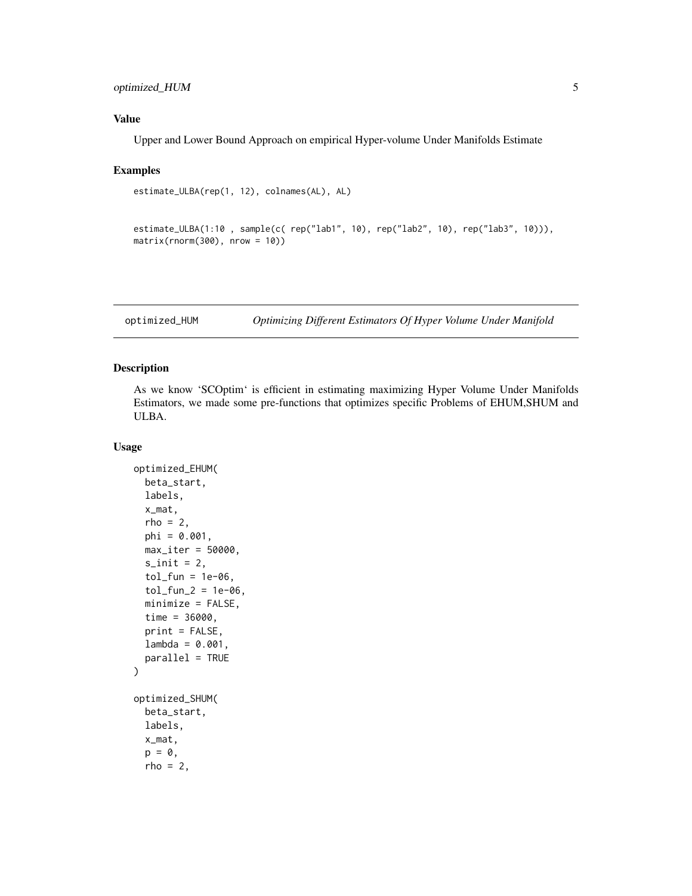## Value

Upper and Lower Bound Approach on empirical Hyper-volume Under Manifolds Estimate

## Examples

```
estimate_ULBA(rep(1, 12), colnames(AL), AL)


estimate_ULBA(1:10 , sample(c( rep("lab1", 10), rep("lab2", 10), rep("lab3", 10))),
matrix(rnorm(300), nrow = 10))
```

---

# optimized_HUM — *Optimizing Different Estimators Of Hyper Volume Under Manifold*

---

## Description

As we know 'SCOptim' is efficient in estimating maximizing Hyper Volume Under Manifolds Estimators, we made some pre-functions that optimizes specific Problems of EHUM,SHUM and ULBA.

## Usage

```
optimized_EHUM(
  beta_start,
  labels,
  x_mat,
  rho = 2,
  phi = 0.001,
  max_iter = 50000,
  s_init = 2,
  tol_fun = 1e-06,
  tol_fun_2 = 1e-06,
  minimize = FALSE,
  time = 36000,
  print = FALSE,
  lambda = 0.001,
  parallel = TRUE
)

optimized_SHUM(
  beta_start,
  labels,
  x_mat,
  p = 0,
  rho = 2,
```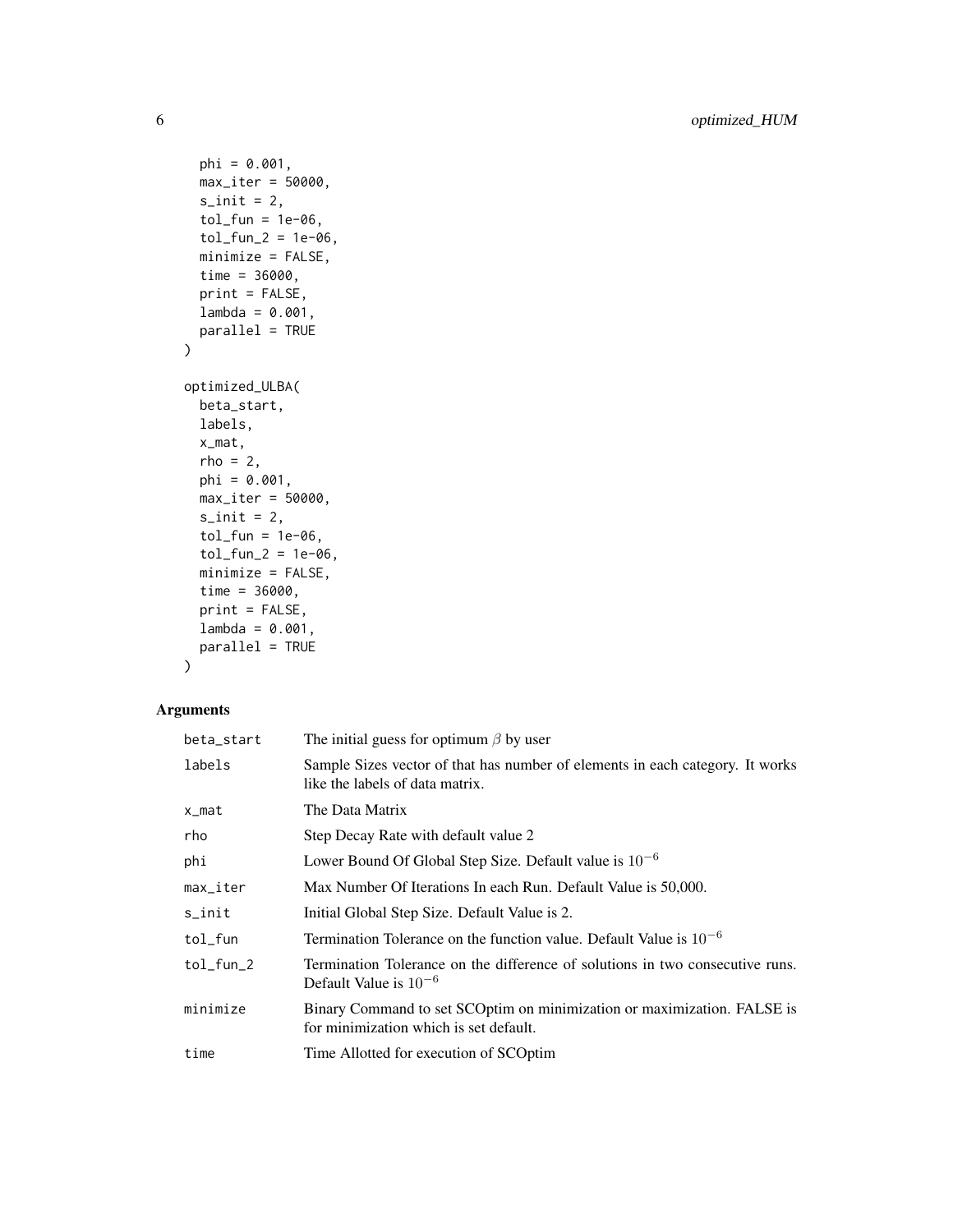```
  phi = 0.001,
  max_iter = 50000,
  s_init = 2,
  tol_fun = 1e-06,
  tol_fun_2 = 1e-06,
  minimize = FALSE,
  time = 36000,
  print = FALSE,
  lambda = 0.001,
  parallel = TRUE
)

optimized_ULBA(
  beta_start,
  labels,
  x_mat,
  rho = 2,
  phi = 0.001,
  max_iter = 50000,
  s_init = 2,
  tol_fun = 1e-06,
  tol_fun_2 = 1e-06,
  minimize = FALSE,
  time = 36000,
  print = FALSE,
  lambda = 0.001,
  parallel = TRUE
)
```

## Arguments

| | |
|---|---|
| beta_start | The initial guess for optimum $\beta$ by user |
| labels | Sample Sizes vector of that has number of elements in each category. It works like the labels of data matrix. |
| x_mat | The Data Matrix |
| rho | Step Decay Rate with default value 2 |
| phi | Lower Bound Of Global Step Size. Default value is $10^{-6}$ |
| max_iter | Max Number Of Iterations In each Run. Default Value is 50,000. |
| s_init | Initial Global Step Size. Default Value is 2. |
| tol_fun | Termination Tolerance on the function value. Default Value is $10^{-6}$ |
| tol_fun_2 | Termination Tolerance on the difference of solutions in two consecutive runs. Default Value is $10^{-6}$ |
| minimize | Binary Command to set SCOptim on minimization or maximization. FALSE is for minimization which is set default. |
| time | Time Allotted for execution of SCOptim |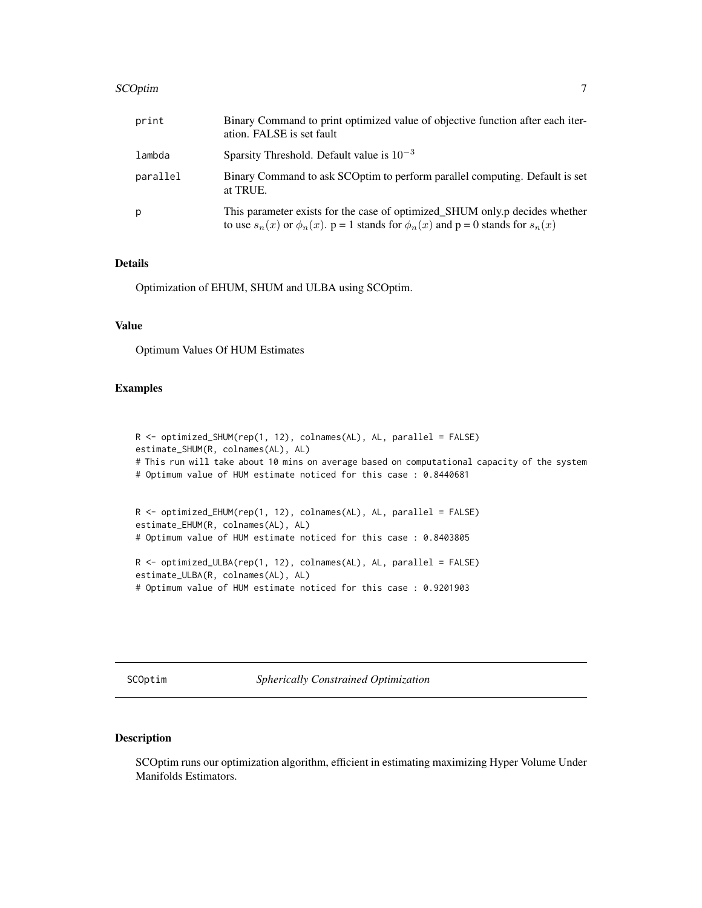| | |
|---|---|
| print | Binary Command to print optimized value of objective function after each iteration. FALSE is set fault |
| lambda | Sparsity Threshold. Default value is $10^{-3}$ |
| parallel | Binary Command to ask SCOptim to perform parallel computing. Default is set at TRUE. |
| p | This parameter exists for the case of optimized_SHUM only.p decides whether to use $s_n(x)$ or $\phi_n(x)$. p = 1 stands for $\phi_n(x)$ and p = 0 stands for $s_n(x)$ |

### Details

Optimization of EHUM, SHUM and ULBA using SCOptim.

### Value

Optimum Values Of HUM Estimates

### Examples

```
R <- optimized_SHUM(rep(1, 12), colnames(AL), AL, parallel = FALSE)
estimate_SHUM(R, colnames(AL), AL)
# This run will take about 10 mins on average based on computational capacity of the system
# Optimum value of HUM estimate noticed for this case : 0.8440681


R <- optimized_EHUM(rep(1, 12), colnames(AL), AL, parallel = FALSE)
estimate_EHUM(R, colnames(AL), AL)
# Optimum value of HUM estimate noticed for this case : 0.8403805

R <- optimized_ULBA(rep(1, 12), colnames(AL), AL, parallel = FALSE)
estimate_ULBA(R, colnames(AL), AL)
# Optimum value of HUM estimate noticed for this case : 0.9201903
```

---

## SCOptim — *Spherically Constrained Optimization*

---

### Description

SCOptim runs our optimization algorithm, efficient in estimating maximizing Hyper Volume Under Manifolds Estimators.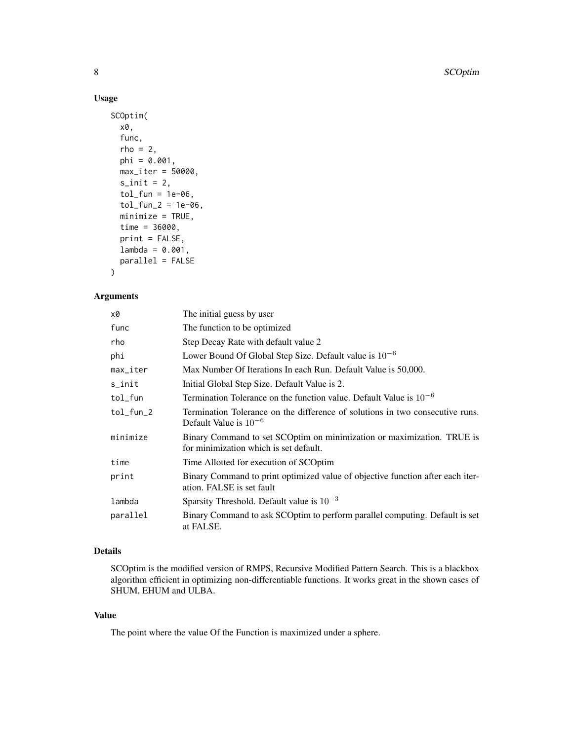### Usage

```
SCOptim(
  x0,
  func,
  rho = 2,
  phi = 0.001,
  max_iter = 50000,
  s_init = 2,
  tol_fun = 1e-06,
  tol_fun_2 = 1e-06,
  minimize = TRUE,
  time = 36000,
  print = FALSE,
  lambda = 0.001,
  parallel = FALSE
)
```

### Arguments

| | |
|---|---|
| x0 | The initial guess by user |
| func | The function to be optimized |
| rho | Step Decay Rate with default value 2 |
| phi | Lower Bound Of Global Step Size. Default value is $10^{-6}$ |
| max_iter | Max Number Of Iterations In each Run. Default Value is 50,000. |
| s_init | Initial Global Step Size. Default Value is 2. |
| tol_fun | Termination Tolerance on the function value. Default Value is $10^{-6}$ |
| tol_fun_2 | Termination Tolerance on the difference of solutions in two consecutive runs. Default Value is $10^{-6}$ |
| minimize | Binary Command to set SCOptim on minimization or maximization. TRUE is for minimization which is set default. |
| time | Time Allotted for execution of SCOptim |
| print | Binary Command to print optimized value of objective function after each iteration. FALSE is set fault |
| lambda | Sparsity Threshold. Default value is $10^{-3}$ |
| parallel | Binary Command to ask SCOptim to perform parallel computing. Default is set at FALSE. |

### Details

SCOptim is the modified version of RMPS, Recursive Modified Pattern Search. This is a blackbox algorithm efficient in optimizing non-differentiable functions. It works great in the shown cases of SHUM, EHUM and ULBA.

### Value

The point where the value Of the Function is maximized under a sphere.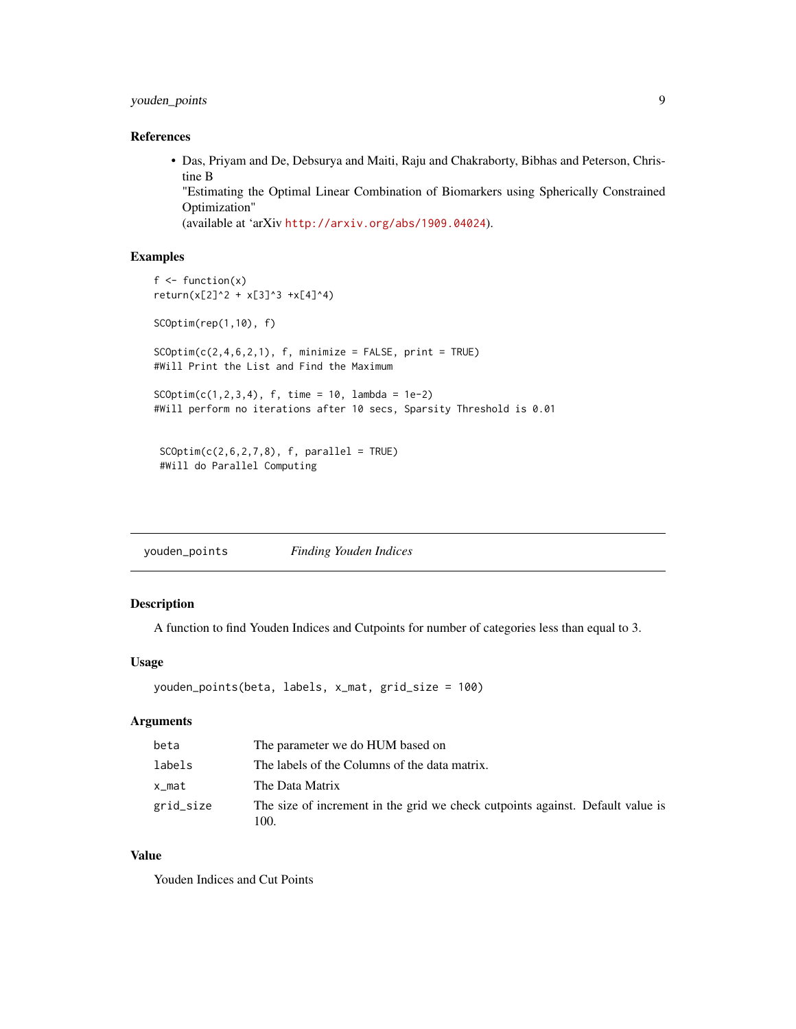### References

- Das, Priyam and De, Debsurya and Maiti, Raju and Chakraborty, Bibhas and Peterson, Christine B
  "Estimating the Optimal Linear Combination of Biomarkers using Spherically Constrained Optimization"
  (available at 'arXiv http://arxiv.org/abs/1909.04024).

### Examples

```
f <- function(x)
return(x[2]^2 + x[3]^3 +x[4]^4)

SCOptim(rep(1,10), f)

SCOptim(c(2,4,6,2,1), f, minimize = FALSE, print = TRUE)
#Will Print the List and Find the Maximum

SCOptim(c(1,2,3,4), f, time = 10, lambda = 1e-2)
#Will perform no iterations after 10 secs, Sparsity Threshold is 0.01


 SCOptim(c(2,6,2,7,8), f, parallel = TRUE)
 #Will do Parallel Computing
```

---

## youden_points *Finding Youden Indices*

### Description

A function to find Youden Indices and Cutpoints for number of categories less than equal to 3.

### Usage

```
youden_points(beta, labels, x_mat, grid_size = 100)
```

### Arguments

| | |
|---|---|
| beta | The parameter we do HUM based on |
| labels | The labels of the Columns of the data matrix. |
| x_mat | The Data Matrix |
| grid_size | The size of increment in the grid we check cutpoints against. Default value is 100. |

### Value

Youden Indices and Cut Points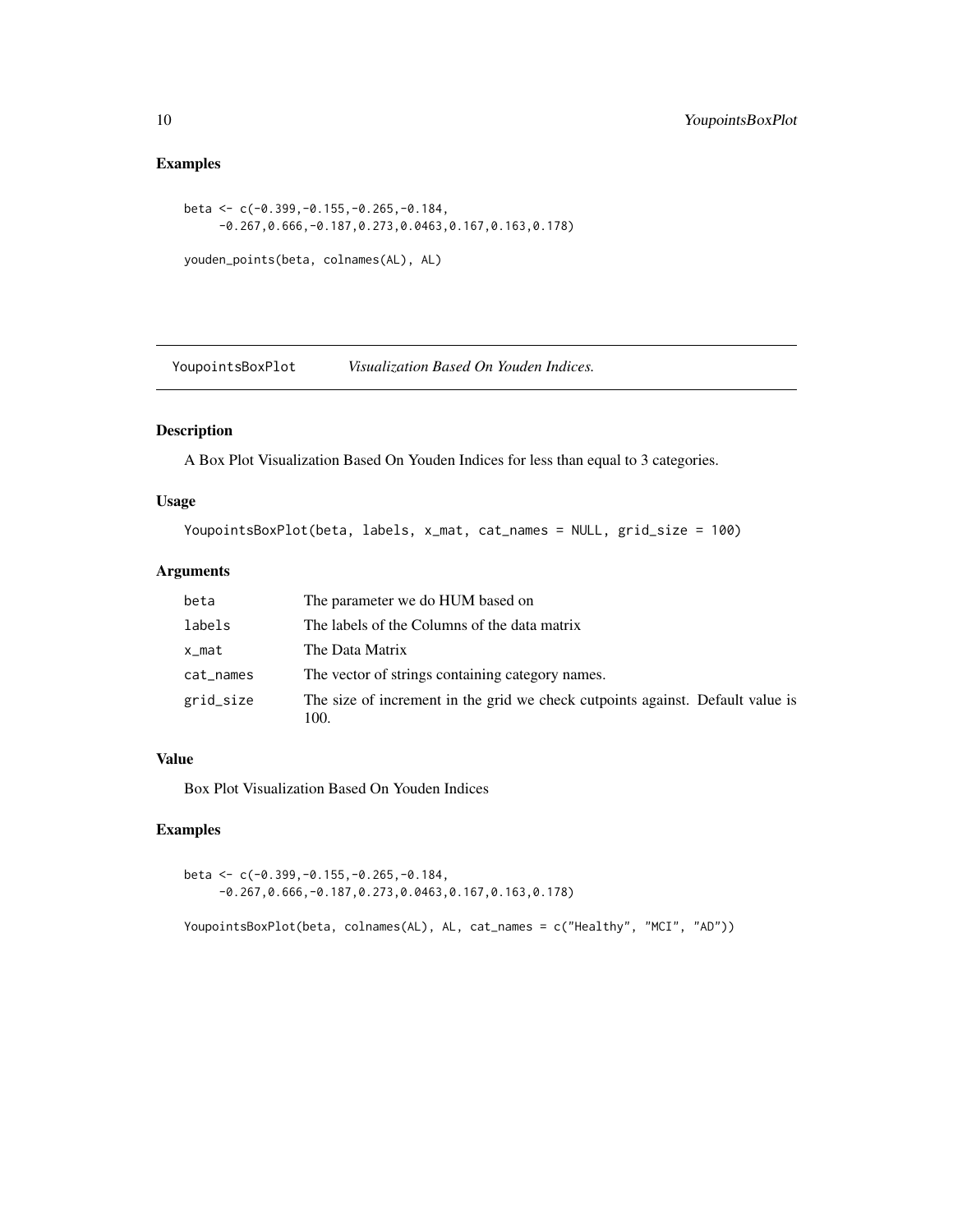## Examples

```
beta <- c(-0.399,-0.155,-0.265,-0.184,
     -0.267,0.666,-0.187,0.273,0.0463,0.167,0.163,0.178)

youden_points(beta, colnames(AL), AL)
```

---

# YoupointsBoxPlot *Visualization Based On Youden Indices.*

---

## Description

A Box Plot Visualization Based On Youden Indices for less than equal to 3 categories.

## Usage

```
YoupointsBoxPlot(beta, labels, x_mat, cat_names = NULL, grid_size = 100)
```

## Arguments

| | |
|---|---|
| beta | The parameter we do HUM based on |
| labels | The labels of the Columns of the data matrix |
| x_mat | The Data Matrix |
| cat_names | The vector of strings containing category names. |
| grid_size | The size of increment in the grid we check cutpoints against. Default value is 100. |

## Value

Box Plot Visualization Based On Youden Indices

## Examples

```
beta <- c(-0.399,-0.155,-0.265,-0.184,
     -0.267,0.666,-0.187,0.273,0.0463,0.167,0.163,0.178)

YoupointsBoxPlot(beta, colnames(AL), AL, cat_names = c("Healthy", "MCI", "AD"))
```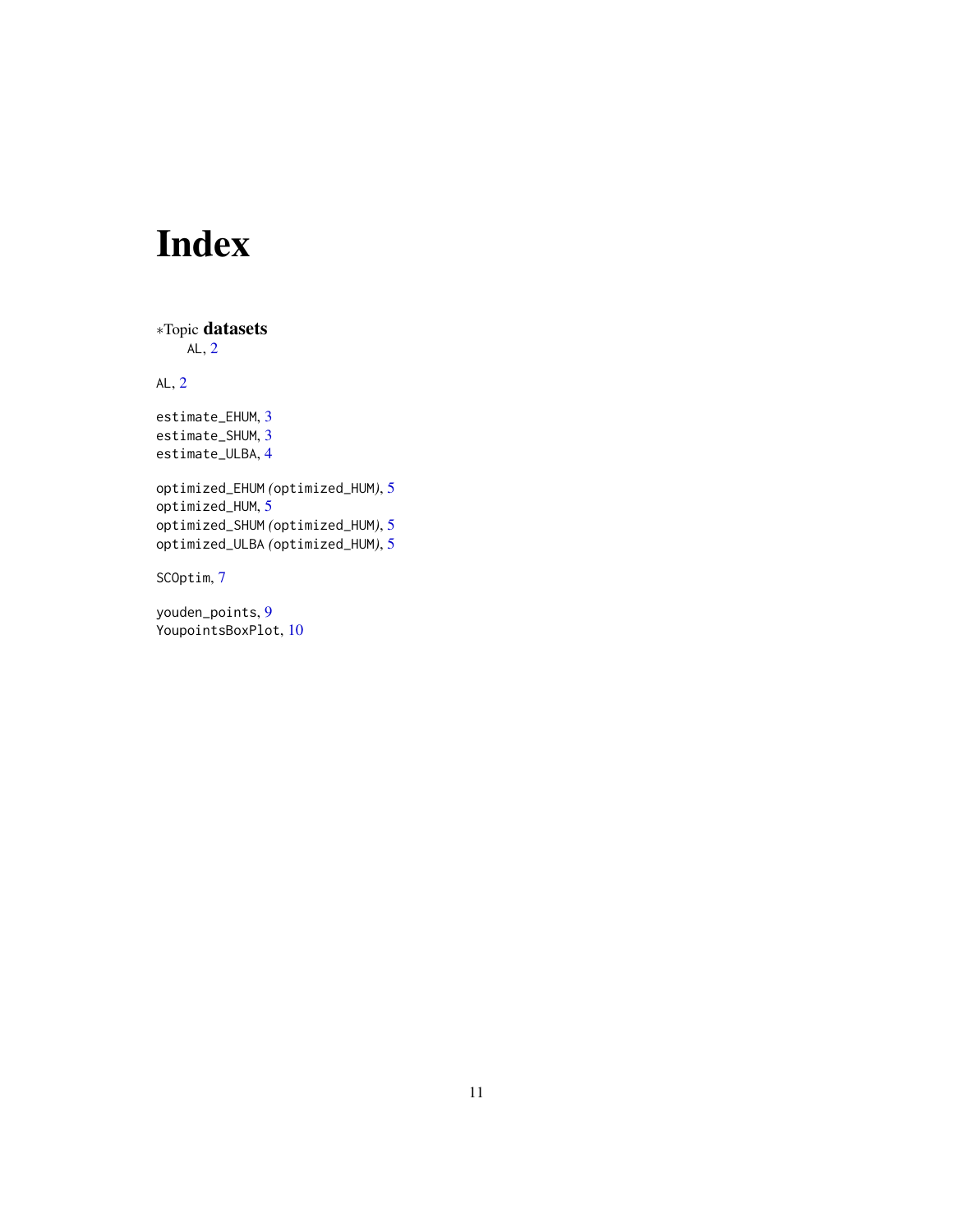# Index

*Topic **datasets**
    AL, 2

AL, 2

estimate_EHUM, 3
estimate_SHUM, 3
estimate_ULBA, 4

optimized_EHUM (optimized_HUM), 5
optimized_HUM, 5
optimized_SHUM (optimized_HUM), 5
optimized_ULBA (optimized_HUM), 5

SCOptim, 7

youden_points, 9
YoupointsBoxPlot, 10